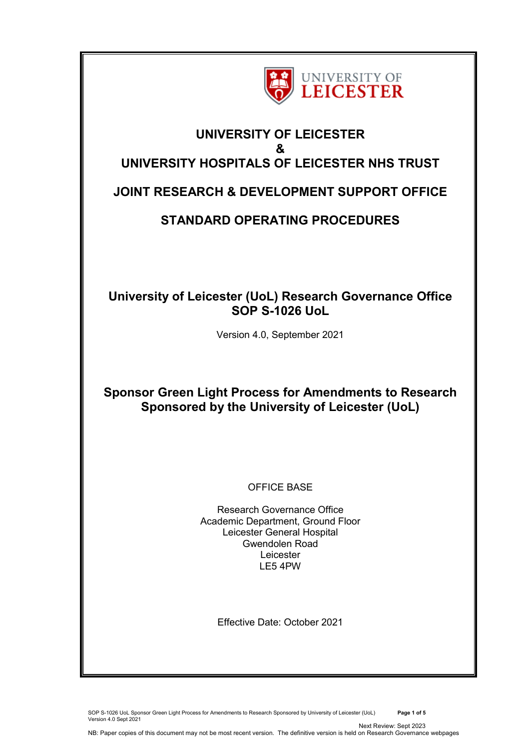# UNIVERSITY OF LEICESTER
# &
# UNIVERSITY HOSPITALS OF LEICESTER NHS TRUST

## JOINT RESEARCH & DEVELOPMENT SUPPORT OFFICE

## STANDARD OPERATING PROCEDURES

**University of Leicester (UoL) Research Governance Office**
**SOP S-1026 UoL**

Version 4.0, September 2021

## Sponsor Green Light Process for Amendments to Research Sponsored by the University of Leicester (UoL)

OFFICE BASE

Research Governance Office
Academic Department, Ground Floor
Leicester General Hospital
Gwendolen Road
Leicester
LE5 4PW

Effective Date: October 2021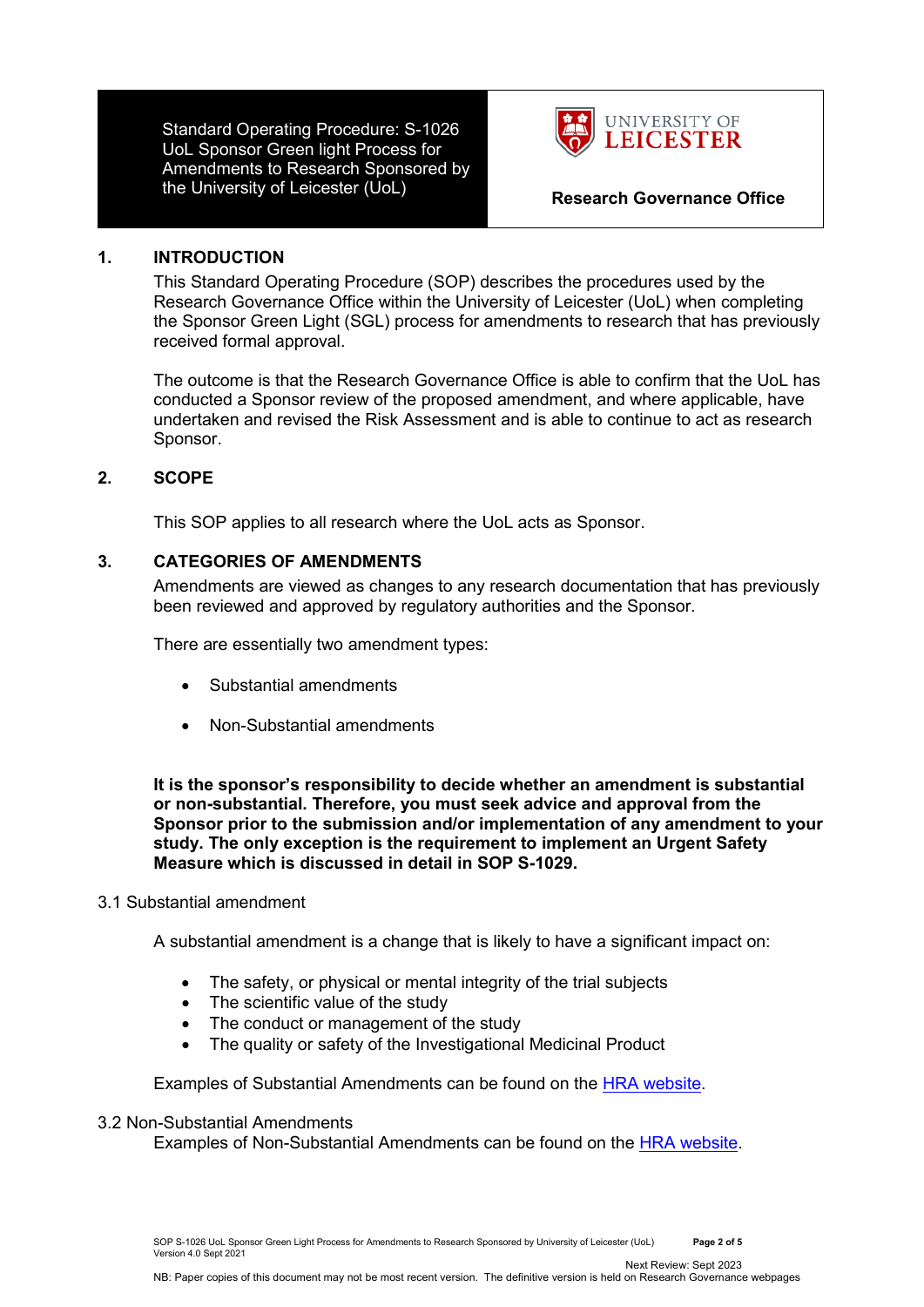| Standard Operating Procedure: S-1026 UoL Sponsor Green light Process for Amendments to Research Sponsored by the University of Leicester (UoL) | UNIVERSITY OF LEICESTER<br>**Research Governance Office** |
|---|---|

## 1. INTRODUCTION

This Standard Operating Procedure (SOP) describes the procedures used by the Research Governance Office within the University of Leicester (UoL) when completing the Sponsor Green Light (SGL) process for amendments to research that has previously received formal approval.

The outcome is that the Research Governance Office is able to confirm that the UoL has conducted a Sponsor review of the proposed amendment, and where applicable, have undertaken and revised the Risk Assessment and is able to continue to act as research Sponsor.

## 2. SCOPE

This SOP applies to all research where the UoL acts as Sponsor.

## 3. CATEGORIES OF AMENDMENTS

Amendments are viewed as changes to any research documentation that has previously been reviewed and approved by regulatory authorities and the Sponsor.

There are essentially two amendment types:

- Substantial amendments
- Non-Substantial amendments

**It is the sponsor's responsibility to decide whether an amendment is substantial or non-substantial. Therefore, you must seek advice and approval from the Sponsor prior to the submission and/or implementation of any amendment to your study. The only exception is the requirement to implement an Urgent Safety Measure which is discussed in detail in SOP S-1029.**

### 3.1 Substantial amendment

A substantial amendment is a change that is likely to have a significant impact on:

- The safety, or physical or mental integrity of the trial subjects
- The scientific value of the study
- The conduct or management of the study
- The quality or safety of the Investigational Medicinal Product

Examples of Substantial Amendments can be found on the HRA website.

### 3.2 Non-Substantial Amendments

Examples of Non-Substantial Amendments can be found on the HRA website.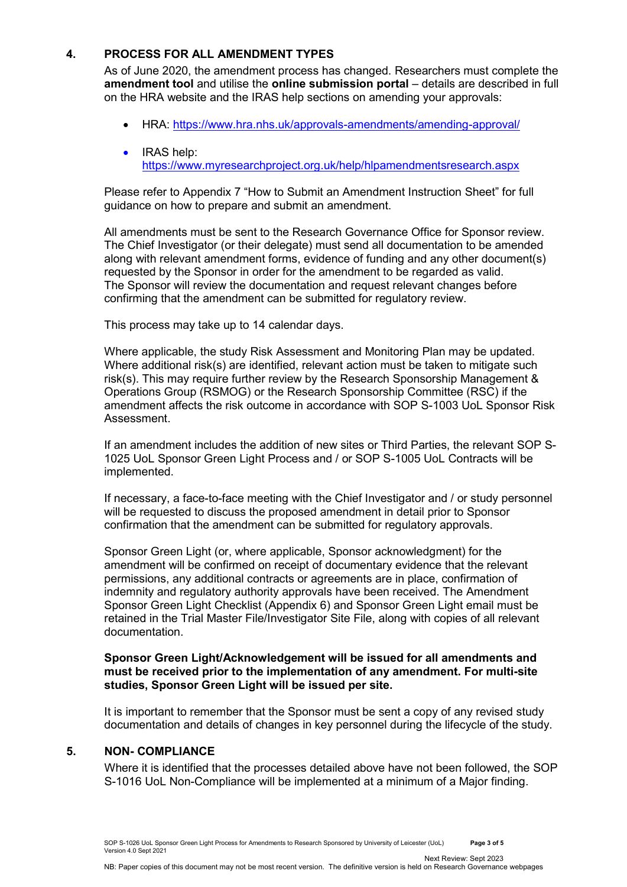## 4. PROCESS FOR ALL AMENDMENT TYPES

As of June 2020, the amendment process has changed. Researchers must complete the **amendment tool** and utilise the **online submission portal** – details are described in full on the HRA website and the IRAS help sections on amending your approvals:

- HRA: https://www.hra.nhs.uk/approvals-amendments/amending-approval/
- IRAS help: https://www.myresearchproject.org.uk/help/hlpamendmentsresearch.aspx

Please refer to Appendix 7 "How to Submit an Amendment Instruction Sheet" for full guidance on how to prepare and submit an amendment.

All amendments must be sent to the Research Governance Office for Sponsor review. The Chief Investigator (or their delegate) must send all documentation to be amended along with relevant amendment forms, evidence of funding and any other document(s) requested by the Sponsor in order for the amendment to be regarded as valid. The Sponsor will review the documentation and request relevant changes before confirming that the amendment can be submitted for regulatory review.

This process may take up to 14 calendar days.

Where applicable, the study Risk Assessment and Monitoring Plan may be updated. Where additional risk(s) are identified, relevant action must be taken to mitigate such risk(s). This may require further review by the Research Sponsorship Management & Operations Group (RSMOG) or the Research Sponsorship Committee (RSC) if the amendment affects the risk outcome in accordance with SOP S-1003 UoL Sponsor Risk Assessment.

If an amendment includes the addition of new sites or Third Parties, the relevant SOP S-1025 UoL Sponsor Green Light Process and / or SOP S-1005 UoL Contracts will be implemented.

If necessary, a face-to-face meeting with the Chief Investigator and / or study personnel will be requested to discuss the proposed amendment in detail prior to Sponsor confirmation that the amendment can be submitted for regulatory approvals.

Sponsor Green Light (or, where applicable, Sponsor acknowledgment) for the amendment will be confirmed on receipt of documentary evidence that the relevant permissions, any additional contracts or agreements are in place, confirmation of indemnity and regulatory authority approvals have been received. The Amendment Sponsor Green Light Checklist (Appendix 6) and Sponsor Green Light email must be retained in the Trial Master File/Investigator Site File, along with copies of all relevant documentation.

**Sponsor Green Light/Acknowledgement will be issued for all amendments and must be received prior to the implementation of any amendment. For multi-site studies, Sponsor Green Light will be issued per site.**

It is important to remember that the Sponsor must be sent a copy of any revised study documentation and details of changes in key personnel during the lifecycle of the study.

## 5. NON- COMPLIANCE

Where it is identified that the processes detailed above have not been followed, the SOP S-1016 UoL Non-Compliance will be implemented at a minimum of a Major finding.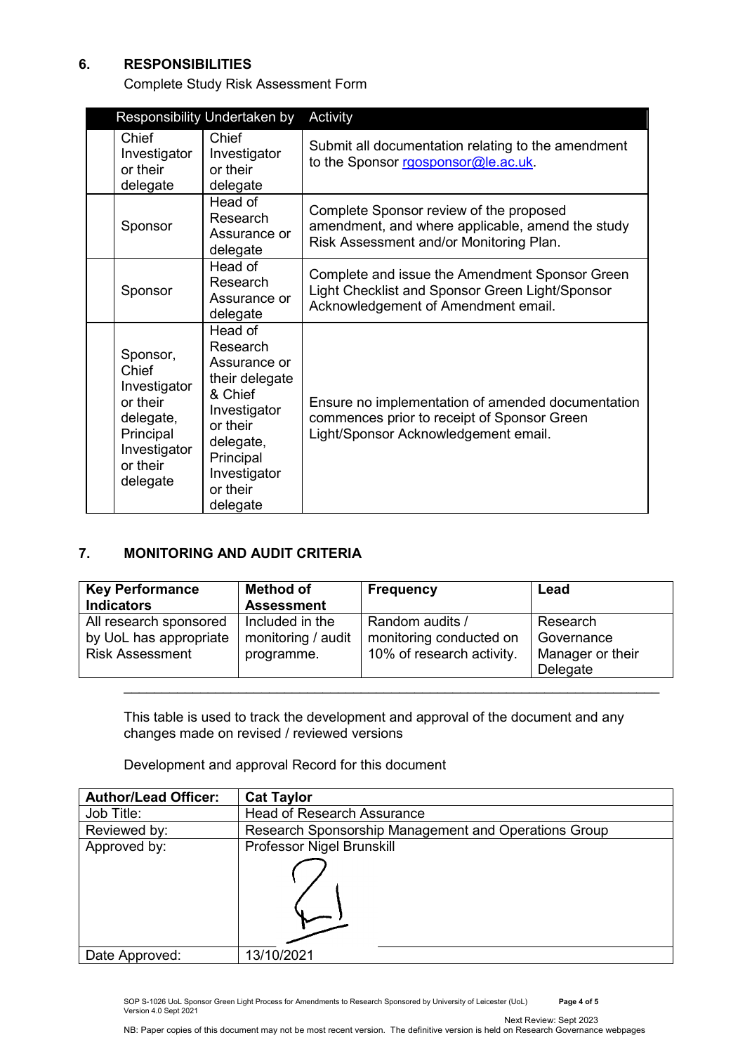## 6. RESPONSIBILITIES

Complete Study Risk Assessment Form

| Responsibility Undertaken by | | Activity |
|---|---|---|
| Chief Investigator or their delegate | Chief Investigator or their delegate | Submit all documentation relating to the amendment to the Sponsor rgosponsor@le.ac.uk. |
| Sponsor | Head of Research Assurance or delegate | Complete Sponsor review of the proposed amendment, and where applicable, amend the study Risk Assessment and/or Monitoring Plan. |
| Sponsor | Head of Research Assurance or delegate | Complete and issue the Amendment Sponsor Green Light Checklist and Sponsor Green Light/Sponsor Acknowledgement of Amendment email. |
| Sponsor, Chief Investigator or their delegate, Principal Investigator or their delegate | Head of Research Assurance or their delegate & Chief Investigator or their delegate, Principal Investigator or their delegate | Ensure no implementation of amended documentation commences prior to receipt of Sponsor Green Light/Sponsor Acknowledgement email. |

## 7. MONITORING AND AUDIT CRITERIA

| Key Performance Indicators | Method of Assessment | Frequency | Lead |
|---|---|---|---|
| All research sponsored by UoL has appropriate Risk Assessment | Included in the monitoring / audit programme. | Random audits / monitoring conducted on 10% of research activity. | Research Governance Manager or their Delegate |

---

This table is used to track the development and approval of the document and any changes made on revised / reviewed versions

Development and approval Record for this document

| **Author/Lead Officer:** | **Cat Taylor** |
|---|---|
| Job Title: | Head of Research Assurance |
| Reviewed by: | Research Sponsorship Management and Operations Group |
| Approved by: | Professor Nigel Brunskill |
| Date Approved: | 13/10/2021 |

SOP S-1026 UoL Sponsor Green Light Process for Amendments to Research Sponsored by University of Leicester (UoL)
Version 4.0 Sept 2021

Next Review: Sept 2023

NB: Paper copies of this document may not be most recent version. The definitive version is held on Research Governance webpages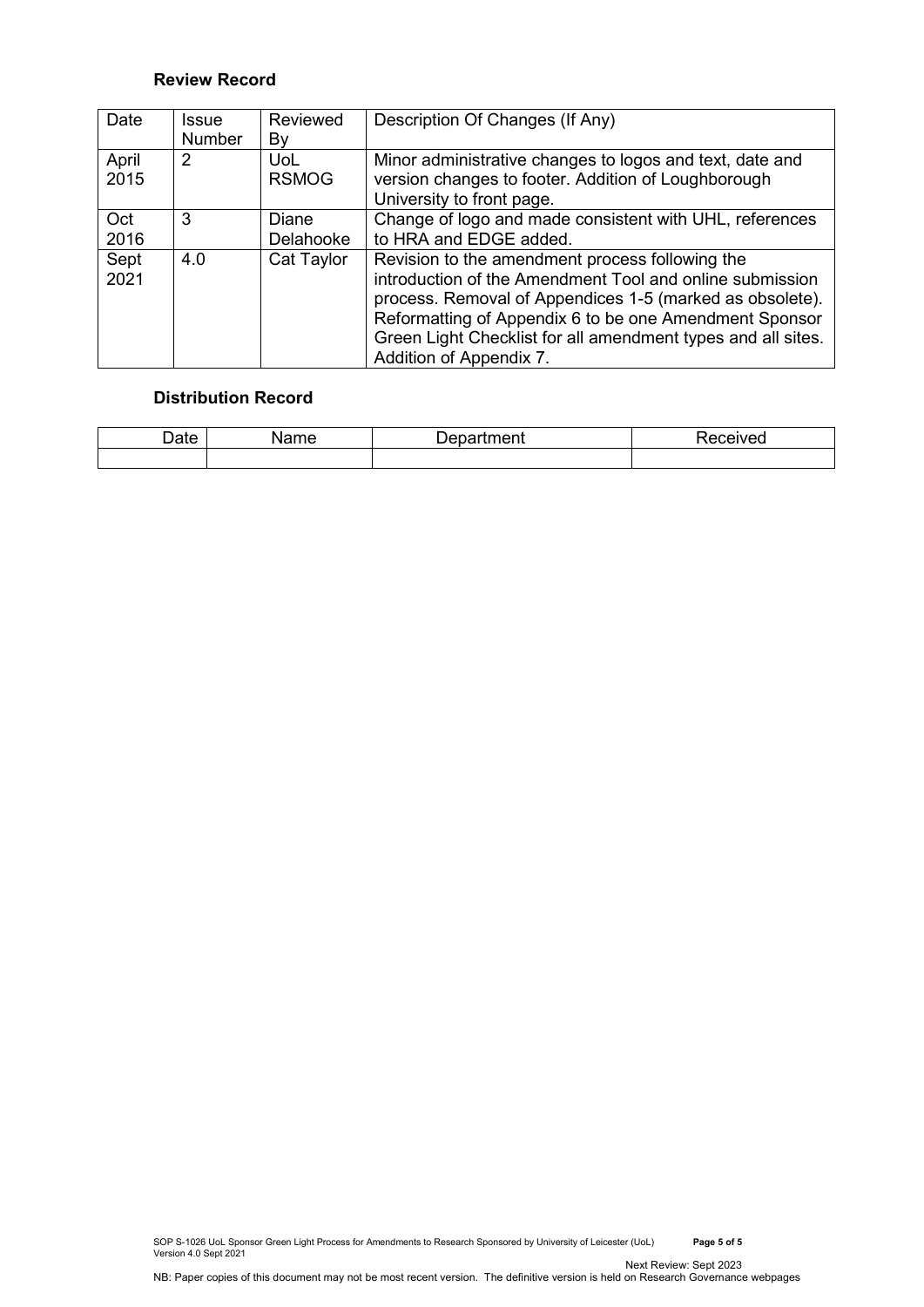**Review Record**

| Date | Issue Number | Reviewed By | Description Of Changes (If Any) |
|---|---|---|---|
| April 2015 | 2 | UoL RSMOG | Minor administrative changes to logos and text, date and version changes to footer. Addition of Loughborough University to front page. |
| Oct 2016 | 3 | Diane Delahooke | Change of logo and made consistent with UHL, references to HRA and EDGE added. |
| Sept 2021 | 4.0 | Cat Taylor | Revision to the amendment process following the introduction of the Amendment Tool and online submission process. Removal of Appendices 1-5 (marked as obsolete). Reformatting of Appendix 6 to be one Amendment Sponsor Green Light Checklist for all amendment types and all sites. Addition of Appendix 7. |

**Distribution Record**

| Date | Name | Department | Received |
|---|---|---|---|
| | | | |